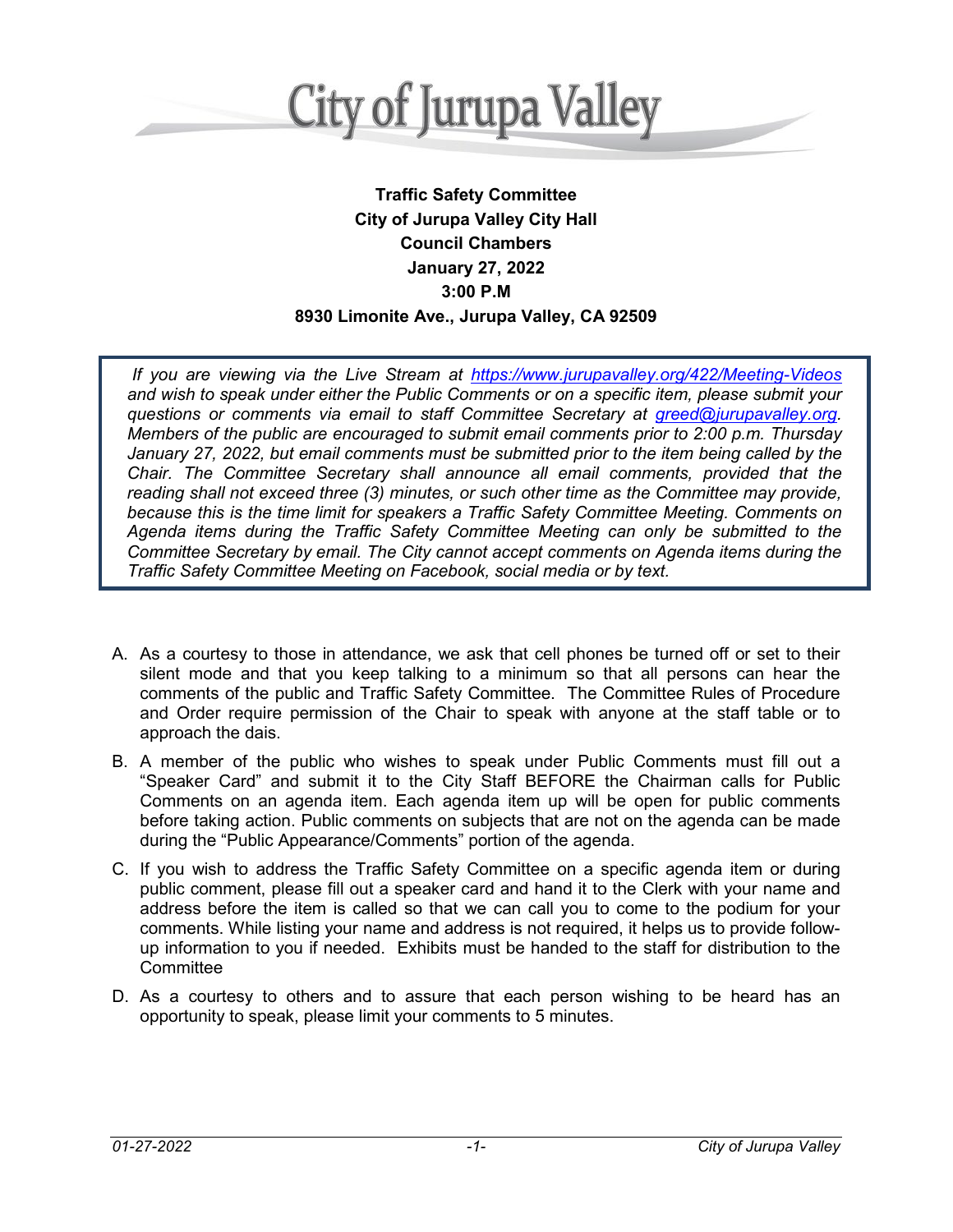# City of Jurupa Valley

**Traffic Safety Committee**
**City of Jurupa Valley City Hall**
**Council Chambers**
**January 27, 2022**
**3:00 P.M**
**8930 Limonite Ave., Jurupa Valley, CA 92509**

*If you are viewing via the Live Stream at [https://www.jurupavalley.org/422/Meeting-Videos](https://www.jurupavalley.org/422/Meeting-Videos) and wish to speak under either the Public Comments or on a specific item, please submit your questions or comments via email to staff Committee Secretary at [greed@jurupavalley.org](mailto:greed@jurupavalley.org). Members of the public are encouraged to submit email comments prior to 2:00 p.m. Thursday January 27, 2022, but email comments must be submitted prior to the item being called by the Chair. The Committee Secretary shall announce all email comments, provided that the reading shall not exceed three (3) minutes, or such other time as the Committee may provide, because this is the time limit for speakers a Traffic Safety Committee Meeting. Comments on Agenda items during the Traffic Safety Committee Meeting can only be submitted to the Committee Secretary by email. The City cannot accept comments on Agenda items during the Traffic Safety Committee Meeting on Facebook, social media or by text.*

A. As a courtesy to those in attendance, we ask that cell phones be turned off or set to their silent mode and that you keep talking to a minimum so that all persons can hear the comments of the public and Traffic Safety Committee. The Committee Rules of Procedure and Order require permission of the Chair to speak with anyone at the staff table or to approach the dais.

B. A member of the public who wishes to speak under Public Comments must fill out a "Speaker Card" and submit it to the City Staff BEFORE the Chairman calls for Public Comments on an agenda item. Each agenda item up will be open for public comments before taking action. Public comments on subjects that are not on the agenda can be made during the "Public Appearance/Comments" portion of the agenda.

C. If you wish to address the Traffic Safety Committee on a specific agenda item or during public comment, please fill out a speaker card and hand it to the Clerk with your name and address before the item is called so that we can call you to come to the podium for your comments. While listing your name and address is not required, it helps us to provide follow-up information to you if needed. Exhibits must be handed to the staff for distribution to the Committee

D. As a courtesy to others and to assure that each person wishing to be heard has an opportunity to speak, please limit your comments to 5 minutes.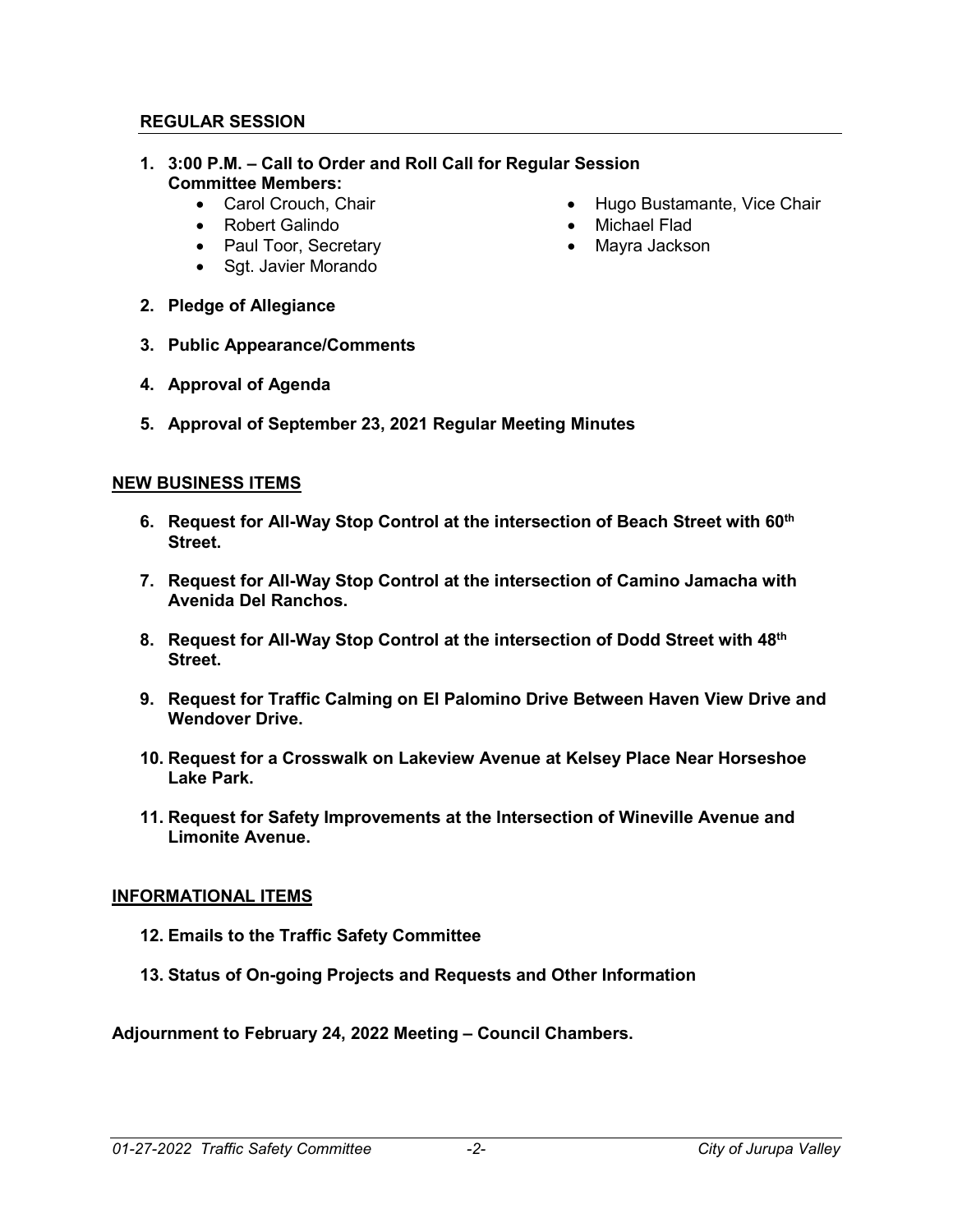## REGULAR SESSION

**1. 3:00 P.M. – Call to Order and Roll Call for Regular Session**
**Committee Members:**

- Carol Crouch, Chair
- Robert Galindo
- Paul Toor, Secretary
- Sgt. Javier Morando
- Hugo Bustamante, Vice Chair
- Michael Flad
- Mayra Jackson

**2. Pledge of Allegiance**

**3. Public Appearance/Comments**

**4. Approval of Agenda**

**5. Approval of September 23, 2021 Regular Meeting Minutes**

## NEW BUSINESS ITEMS

**6. Request for All-Way Stop Control at the intersection of Beach Street with 60th Street.**

**7. Request for All-Way Stop Control at the intersection of Camino Jamacha with Avenida Del Ranchos.**

**8. Request for All-Way Stop Control at the intersection of Dodd Street with 48th Street.**

**9. Request for Traffic Calming on El Palomino Drive Between Haven View Drive and Wendover Drive.**

**10. Request for a Crosswalk on Lakeview Avenue at Kelsey Place Near Horseshoe Lake Park.**

**11. Request for Safety Improvements at the Intersection of Wineville Avenue and Limonite Avenue.**

## INFORMATIONAL ITEMS

**12. Emails to the Traffic Safety Committee**

**13. Status of On-going Projects and Requests and Other Information**

**Adjournment to February 24, 2022 Meeting – Council Chambers.**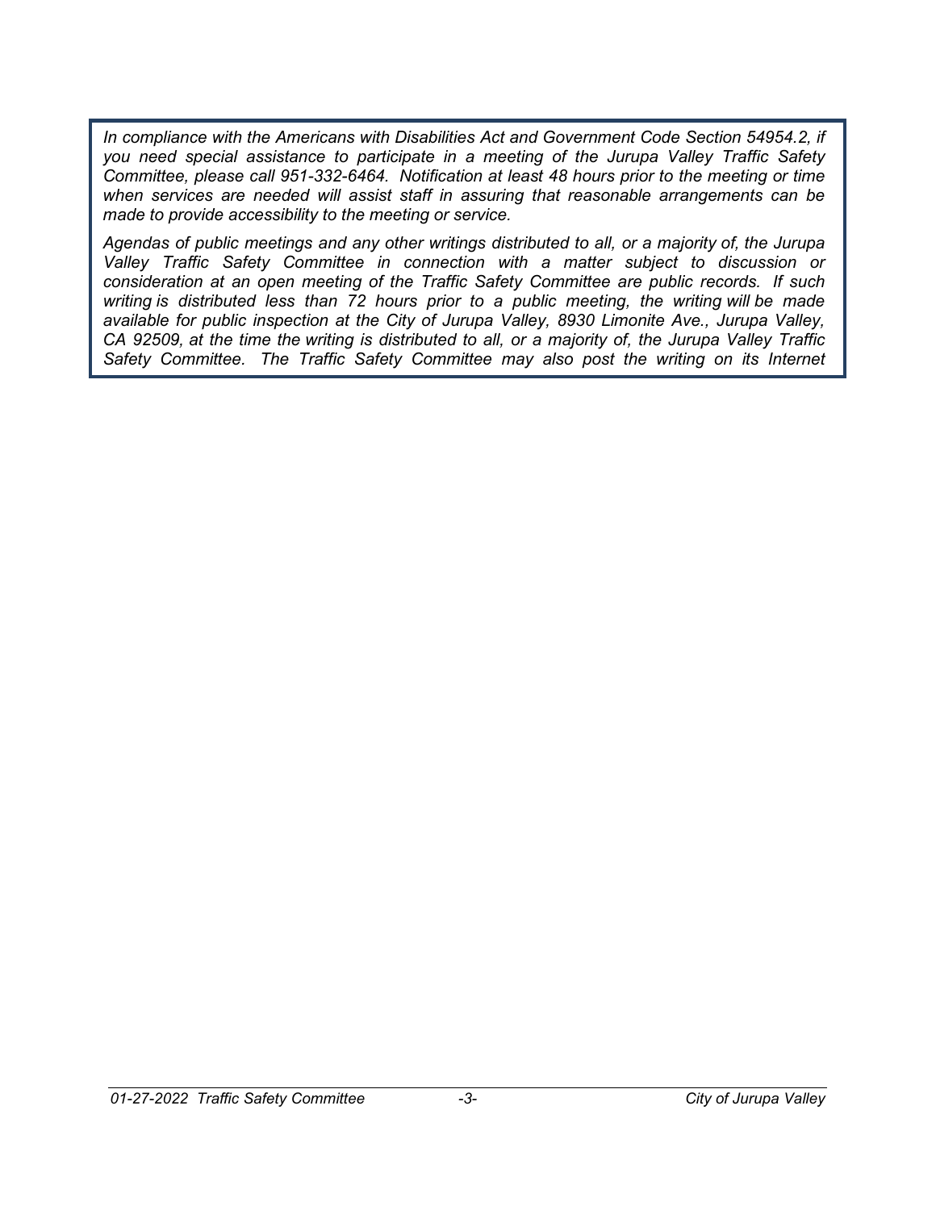*In compliance with the Americans with Disabilities Act and Government Code Section 54954.2, if you need special assistance to participate in a meeting of the Jurupa Valley Traffic Safety Committee, please call 951-332-6464. Notification at least 48 hours prior to the meeting or time when services are needed will assist staff in assuring that reasonable arrangements can be made to provide accessibility to the meeting or service.*

*Agendas of public meetings and any other writings distributed to all, or a majority of, the Jurupa Valley Traffic Safety Committee in connection with a matter subject to discussion or consideration at an open meeting of the Traffic Safety Committee are public records. If such writing is distributed less than 72 hours prior to a public meeting, the writing will be made available for public inspection at the City of Jurupa Valley, 8930 Limonite Ave., Jurupa Valley, CA 92509, at the time the writing is distributed to all, or a majority of, the Jurupa Valley Traffic Safety Committee. The Traffic Safety Committee may also post the writing on its Internet*